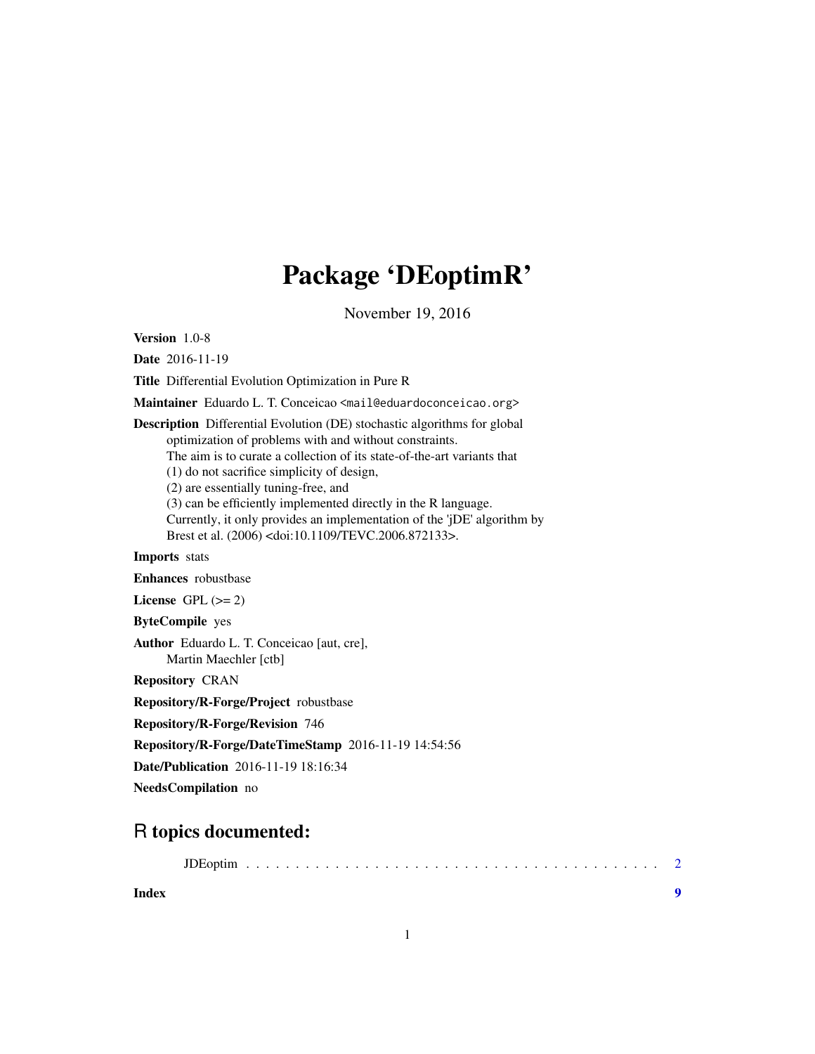# Package 'DEoptimR'

November 19, 2016

**Version** 1.0-8

**Date** 2016-11-19

**Title** Differential Evolution Optimization in Pure R

**Maintainer** Eduardo L. T. Conceicao <mail@eduardoconceicao.org>

**Description** Differential Evolution (DE) stochastic algorithms for global optimization of problems with and without constraints.
The aim is to curate a collection of its state-of-the-art variants that
(1) do not sacrifice simplicity of design,
(2) are essentially tuning-free, and
(3) can be efficiently implemented directly in the R language.
Currently, it only provides an implementation of the 'jDE' algorithm by Brest et al. (2006) <doi:10.1109/TEVC.2006.872133>.

**Imports** stats

**Enhances** robustbase

**License** GPL (>= 2)

**ByteCompile** yes

**Author** Eduardo L. T. Conceicao [aut, cre],
Martin Maechler [ctb]

**Repository** CRAN

**Repository/R-Forge/Project** robustbase

**Repository/R-Forge/Revision** 746

**Repository/R-Forge/DateTimeStamp** 2016-11-19 14:54:56

**Date/Publication** 2016-11-19 18:16:34

**NeedsCompilation** no

## R topics documented:

JDEoptim . . . . . . . . . . . . . . . . . . . . . . . . . . . . . . . . . . . . . . . . . . 2

**Index** **9**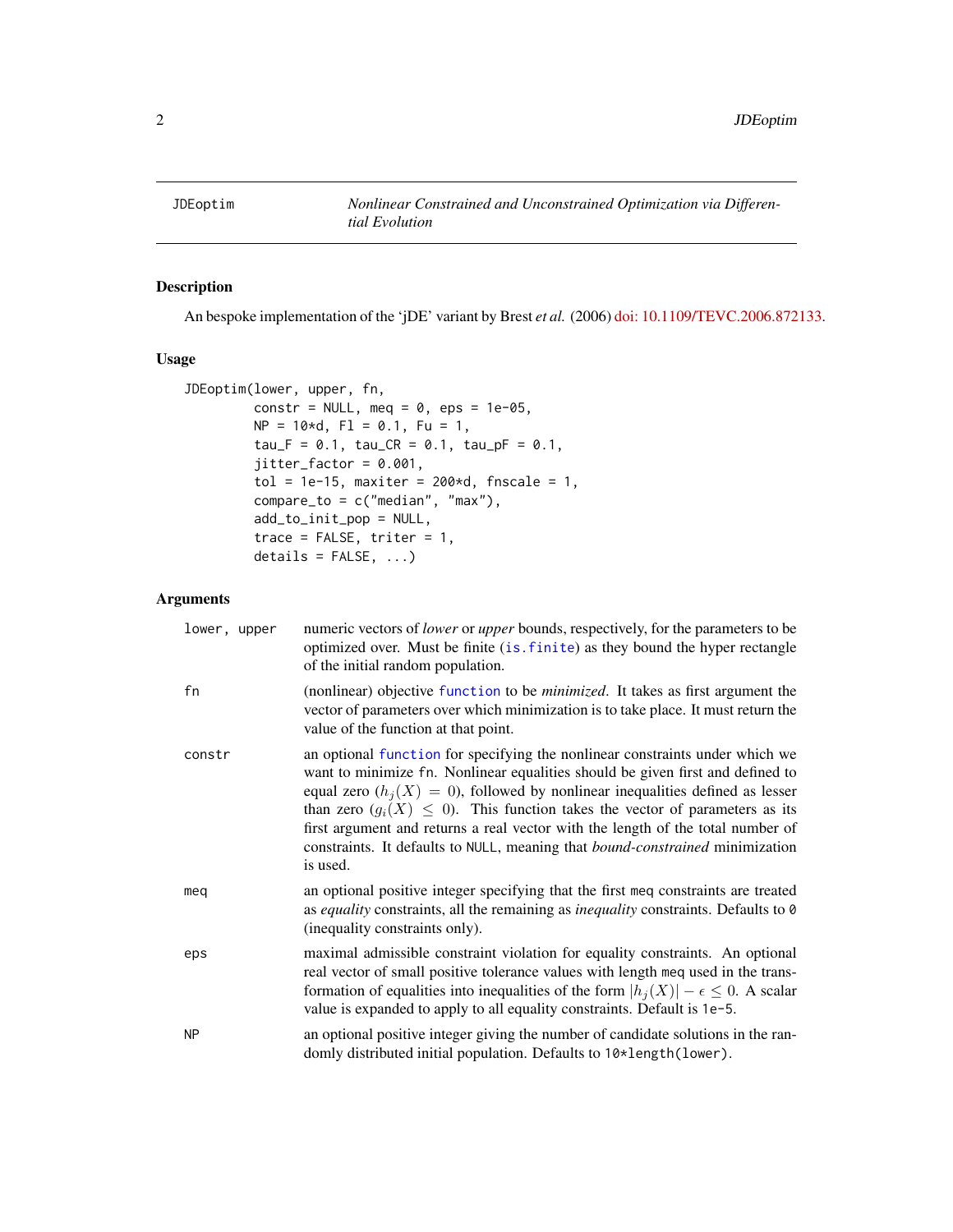# JDEoptim

*Nonlinear Constrained and Unconstrained Optimization via Differential Evolution*

## Description

An bespoke implementation of the 'jDE' variant by Brest *et al.* (2006) doi: 10.1109/TEVC.2006.872133.

## Usage

```
JDEoptim(lower, upper, fn,
         constr = NULL, meq = 0, eps = 1e-05,
         NP = 10*d, Fl = 0.1, Fu = 1,
         tau_F = 0.1, tau_CR = 0.1, tau_pF = 0.1,
         jitter_factor = 0.001,
         tol = 1e-15, maxiter = 200*d, fnscale = 1,
         compare_to = c("median", "max"),
         add_to_init_pop = NULL,
         trace = FALSE, triter = 1,
         details = FALSE, ...)
```

## Arguments

**lower, upper**
: numeric vectors of *lower* or *upper* bounds, respectively, for the parameters to be optimized over. Must be finite (`is.finite`) as they bound the hyper rectangle of the initial random population.

**fn**
: (nonlinear) objective `function` to be *minimized*. It takes as first argument the vector of parameters over which minimization is to take place. It must return the value of the function at that point.

**constr**
: an optional `function` for specifying the nonlinear constraints under which we want to minimize `fn`. Nonlinear equalities should be given first and defined to equal zero ($h_j(X) = 0$), followed by nonlinear inequalities defined as lesser than zero ($g_i(X) \leq 0$). This function takes the vector of parameters as its first argument and returns a real vector with the length of the total number of constraints. It defaults to `NULL`, meaning that *bound-constrained* minimization is used.

**meq**
: an optional positive integer specifying that the first `meq` constraints are treated as *equality* constraints, all the remaining as *inequality* constraints. Defaults to `0` (inequality constraints only).

**eps**
: maximal admissible constraint violation for equality constraints. An optional real vector of small positive tolerance values with length `meq` used in the transformation of equalities into inequalities of the form $|h_j(X)| - \epsilon \leq 0$. A scalar value is expanded to apply to all equality constraints. Default is `1e-5`.

**NP**
: an optional positive integer giving the number of candidate solutions in the randomly distributed initial population. Defaults to `10*length(lower)`.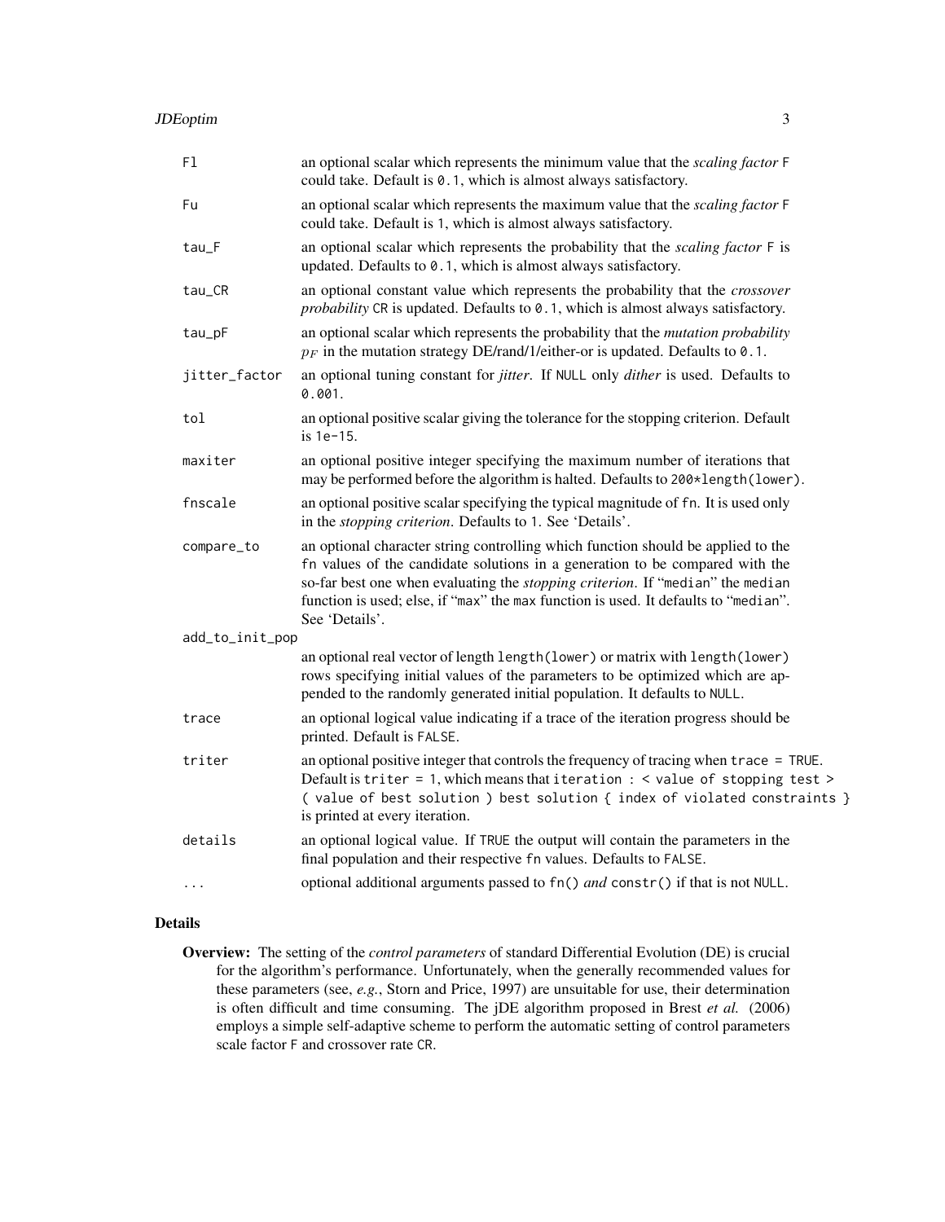`Fl` an optional scalar which represents the minimum value that the *scaling factor* `F` could take. Default is `0.1`, which is almost always satisfactory.

`Fu` an optional scalar which represents the maximum value that the *scaling factor* `F` could take. Default is `1`, which is almost always satisfactory.

`tau_F` an optional scalar which represents the probability that the *scaling factor* `F` is updated. Defaults to `0.1`, which is almost always satisfactory.

`tau_CR` an optional constant value which represents the probability that the *crossover probability* `CR` is updated. Defaults to `0.1`, which is almost always satisfactory.

`tau_pF` an optional scalar which represents the probability that the *mutation probability* $p_F$ in the mutation strategy DE/rand/1/either-or is updated. Defaults to `0.1`.

`jitter_factor` an optional tuning constant for *jitter*. If `NULL` only *dither* is used. Defaults to `0.001`.

`tol` an optional positive scalar giving the tolerance for the stopping criterion. Default is `1e-15`.

`maxiter` an optional positive integer specifying the maximum number of iterations that may be performed before the algorithm is halted. Defaults to `200*length(lower)`.

`fnscale` an optional positive scalar specifying the typical magnitude of `fn`. It is used only in the *stopping criterion*. Defaults to `1`. See 'Details'.

`compare_to` an optional character string controlling which function should be applied to the `fn` values of the candidate solutions in a generation to be compared with the so-far best one when evaluating the *stopping criterion*. If "`median`" the `median` function is used; else, if "`max`" the `max` function is used. It defaults to "`median`". See 'Details'.

`add_to_init_pop` an optional real vector of length `length(lower)` or matrix with `length(lower)` rows specifying initial values of the parameters to be optimized which are appended to the randomly generated initial population. It defaults to `NULL`.

`trace` an optional logical value indicating if a trace of the iteration progress should be printed. Default is `FALSE`.

`triter` an optional positive integer that controls the frequency of tracing when `trace = TRUE`. Default is `triter = 1`, which means that `iteration : < value of stopping test > ( value of best solution ) best solution { index of violated constraints }` is printed at every iteration.

`details` an optional logical value. If `TRUE` the output will contain the parameters in the final population and their respective `fn` values. Defaults to `FALSE`.

`...` optional additional arguments passed to `fn()` *and* `constr()` if that is not `NULL`.

## Details

**Overview:** The setting of the *control parameters* of standard Differential Evolution (DE) is crucial for the algorithm's performance. Unfortunately, when the generally recommended values for these parameters (see, *e.g.*, Storn and Price, 1997) are unsuitable for use, their determination is often difficult and time consuming. The jDE algorithm proposed in Brest *et al.* (2006) employs a simple self-adaptive scheme to perform the automatic setting of control parameters scale factor `F` and crossover rate `CR`.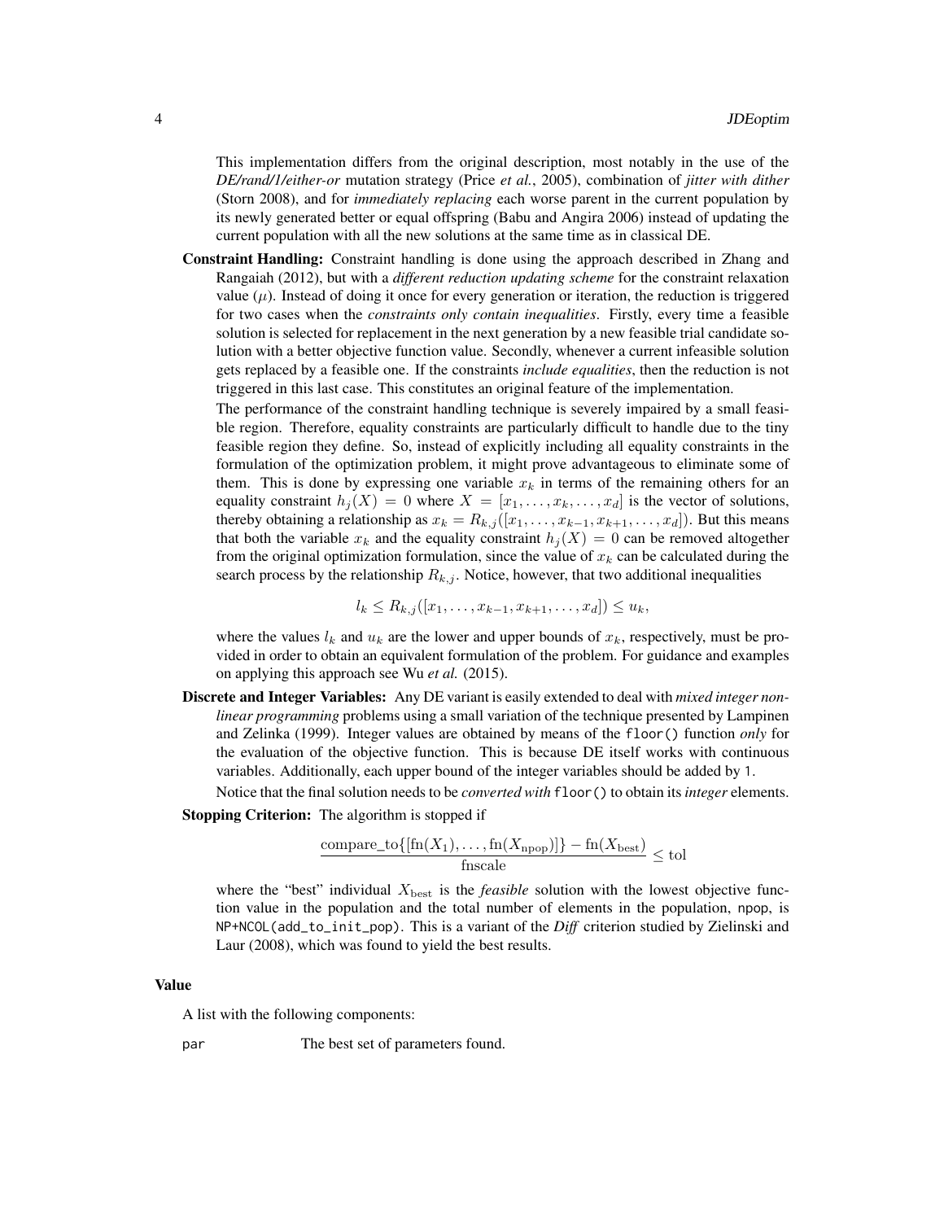This implementation differs from the original description, most notably in the use of the *DE/rand/1/either-or* mutation strategy (Price *et al.*, 2005), combination of *jitter with dither* (Storn 2008), and for *immediately replacing* each worse parent in the current population by its newly generated better or equal offspring (Babu and Angira 2006) instead of updating the current population with all the new solutions at the same time as in classical DE.

**Constraint Handling:** Constraint handling is done using the approach described in Zhang and Rangaiah (2012), but with a *different reduction updating scheme* for the constraint relaxation value ($\mu$). Instead of doing it once for every generation or iteration, the reduction is triggered for two cases when the *constraints only contain inequalities*. Firstly, every time a feasible solution is selected for replacement in the next generation by a new feasible trial candidate solution with a better objective function value. Secondly, whenever a current infeasible solution gets replaced by a feasible one. If the constraints *include equalities*, then the reduction is not triggered in this last case. This constitutes an original feature of the implementation.

The performance of the constraint handling technique is severely impaired by a small feasible region. Therefore, equality constraints are particularly difficult to handle due to the tiny feasible region they define. So, instead of explicitly including all equality constraints in the formulation of the optimization problem, it might prove advantageous to eliminate some of them. This is done by expressing one variable $x_k$ in terms of the remaining others for an equality constraint $h_j(X) = 0$ where $X = [x_1, \ldots, x_k, \ldots, x_d]$ is the vector of solutions, thereby obtaining a relationship as $x_k = R_{k,j}([x_1, \ldots, x_{k-1}, x_{k+1}, \ldots, x_d])$. But this means that both the variable $x_k$ and the equality constraint $h_j(X) = 0$ can be removed altogether from the original optimization formulation, since the value of $x_k$ can be calculated during the search process by the relationship $R_{k,j}$. Notice, however, that two additional inequalities

$$l_k \leq R_{k,j}([x_1, \ldots, x_{k-1}, x_{k+1}, \ldots, x_d]) \leq u_k,$$

where the values $l_k$ and $u_k$ are the lower and upper bounds of $x_k$, respectively, must be provided in order to obtain an equivalent formulation of the problem. For guidance and examples on applying this approach see Wu *et al.* (2015).

**Discrete and Integer Variables:** Any DE variant is easily extended to deal with *mixed integer nonlinear programming* problems using a small variation of the technique presented by Lampinen and Zelinka (1999). Integer values are obtained by means of the `floor()` function *only* for the evaluation of the objective function. This is because DE itself works with continuous variables. Additionally, each upper bound of the integer variables should be added by `1`.

Notice that the final solution needs to be *converted with* `floor()` to obtain its *integer* elements.

**Stopping Criterion:** The algorithm is stopped if

$$\frac{\text{compare\_to}\{[\text{fn}(X_1), \ldots, \text{fn}(X_{\text{npop}})]\} - \text{fn}(X_{\text{best}})}{\text{fnscale}} \leq \text{tol}$$

where the "best" individual $X_{\text{best}}$ is the *feasible* solution with the lowest objective function value in the population and the total number of elements in the population, `npop`, is `NP+NCOL(add_to_init_pop)`. This is a variant of the *Diff* criterion studied by Zielinski and Laur (2008), which was found to yield the best results.

### Value

A list with the following components:

`par` The best set of parameters found.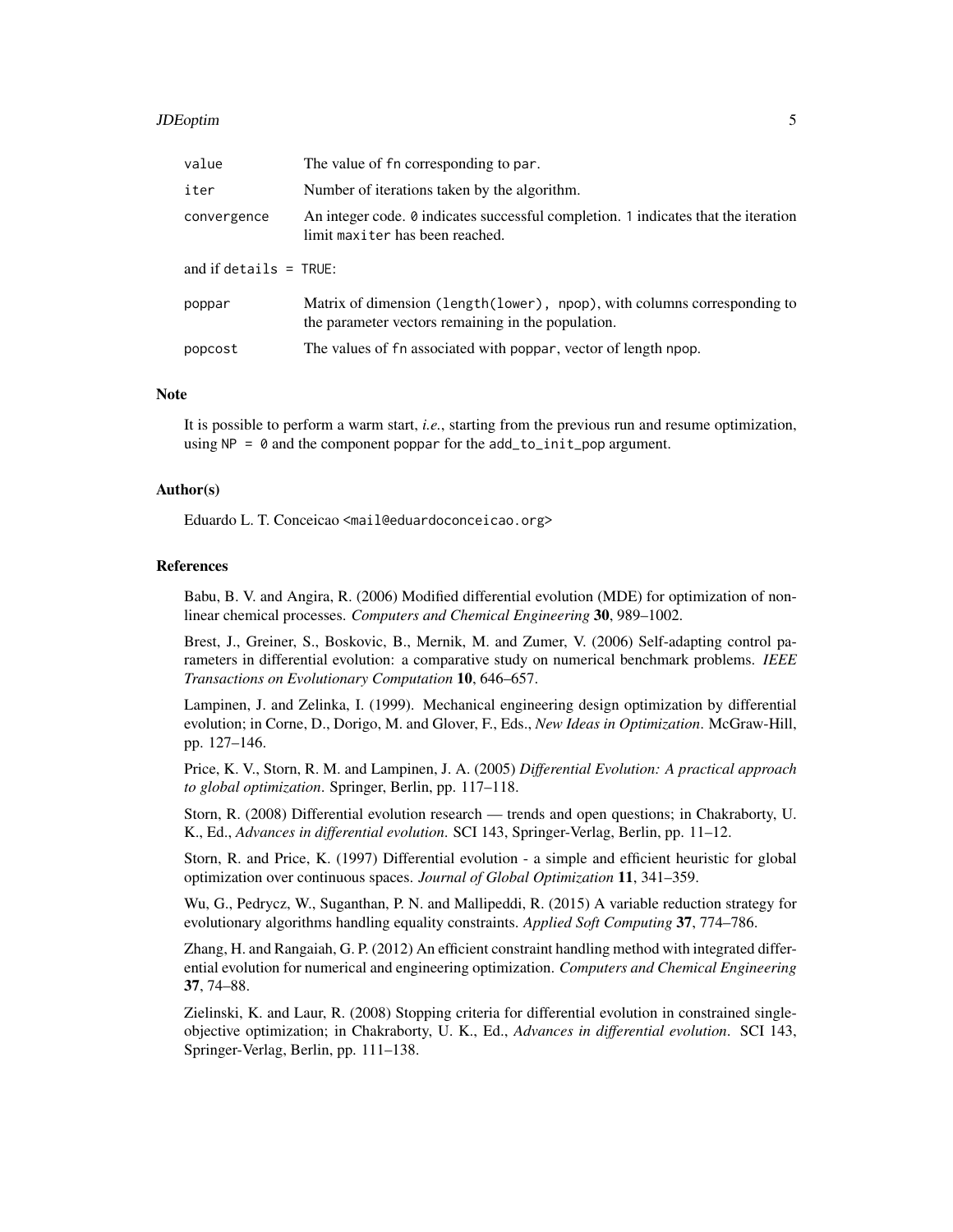| | |
|---|---|
| value | The value of fn corresponding to par. |
| iter | Number of iterations taken by the algorithm. |
| convergence | An integer code. 0 indicates successful completion. 1 indicates that the iteration limit maxiter has been reached. |

and if details = TRUE:

| | |
|---|---|
| poppar | Matrix of dimension (length(lower), npop), with columns corresponding to the parameter vectors remaining in the population. |
| popcost | The values of fn associated with poppar, vector of length npop. |

## Note

It is possible to perform a warm start, *i.e.*, starting from the previous run and resume optimization, using NP = 0 and the component poppar for the add_to_init_pop argument.

## Author(s)

Eduardo L. T. Conceicao <mail@eduardoconceicao.org>

## References

Babu, B. V. and Angira, R. (2006) Modified differential evolution (MDE) for optimization of non-linear chemical processes. *Computers and Chemical Engineering* **30**, 989–1002.

Brest, J., Greiner, S., Boskovic, B., Mernik, M. and Zumer, V. (2006) Self-adapting control parameters in differential evolution: a comparative study on numerical benchmark problems. *IEEE Transactions on Evolutionary Computation* **10**, 646–657.

Lampinen, J. and Zelinka, I. (1999). Mechanical engineering design optimization by differential evolution; in Corne, D., Dorigo, M. and Glover, F., Eds., *New Ideas in Optimization*. McGraw-Hill, pp. 127–146.

Price, K. V., Storn, R. M. and Lampinen, J. A. (2005) *Differential Evolution: A practical approach to global optimization*. Springer, Berlin, pp. 117–118.

Storn, R. (2008) Differential evolution research — trends and open questions; in Chakraborty, U. K., Ed., *Advances in differential evolution*. SCI 143, Springer-Verlag, Berlin, pp. 11–12.

Storn, R. and Price, K. (1997) Differential evolution - a simple and efficient heuristic for global optimization over continuous spaces. *Journal of Global Optimization* **11**, 341–359.

Wu, G., Pedrycz, W., Suganthan, P. N. and Mallipeddi, R. (2015) A variable reduction strategy for evolutionary algorithms handling equality constraints. *Applied Soft Computing* **37**, 774–786.

Zhang, H. and Rangaiah, G. P. (2012) An efficient constraint handling method with integrated differential evolution for numerical and engineering optimization. *Computers and Chemical Engineering* **37**, 74–88.

Zielinski, K. and Laur, R. (2008) Stopping criteria for differential evolution in constrained single-objective optimization; in Chakraborty, U. K., Ed., *Advances in differential evolution*. SCI 143, Springer-Verlag, Berlin, pp. 111–138.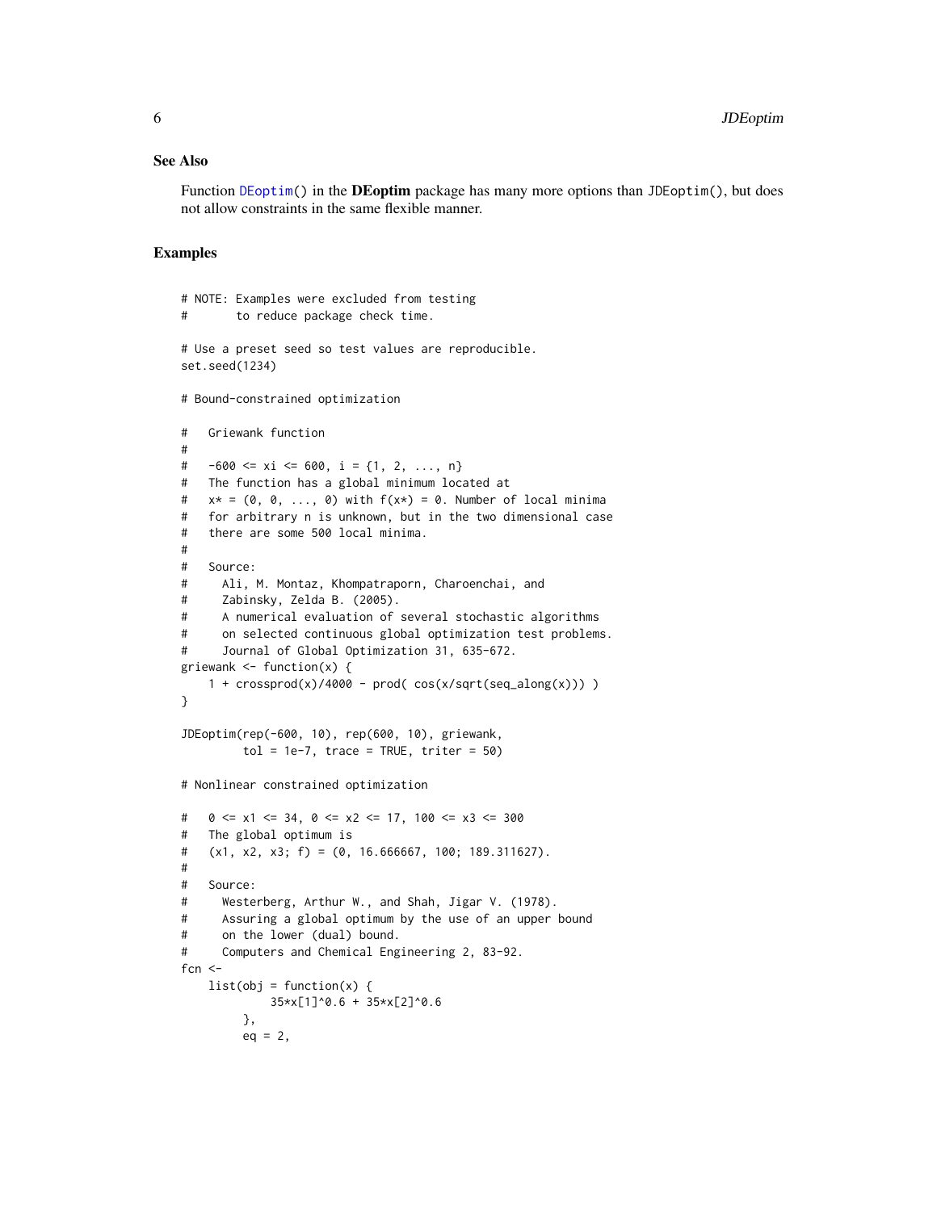### See Also

Function `DEoptim()` in the **DEoptim** package has many more options than `JDEoptim()`, but does not allow constraints in the same flexible manner.

### Examples

```
# NOTE: Examples were excluded from testing
#       to reduce package check time.

# Use a preset seed so test values are reproducible.
set.seed(1234)

# Bound-constrained optimization

#   Griewank function
#
#   -600 <= xi <= 600, i = {1, 2, ..., n}
#   The function has a global minimum located at
#   x* = (0, 0, ..., 0) with f(x*) = 0. Number of local minima
#   for arbitrary n is unknown, but in the two dimensional case
#   there are some 500 local minima.
#
#   Source:
#     Ali, M. Montaz, Khompatraporn, Charoenchai, and
#     Zabinsky, Zelda B. (2005).
#     A numerical evaluation of several stochastic algorithms
#     on selected continuous global optimization test problems.
#     Journal of Global Optimization 31, 635-672.
griewank <- function(x) {
    1 + crossprod(x)/4000 - prod( cos(x/sqrt(seq_along(x))) )
}

JDEoptim(rep(-600, 10), rep(600, 10), griewank,
         tol = 1e-7, trace = TRUE, triter = 50)

# Nonlinear constrained optimization

#   0 <= x1 <= 34, 0 <= x2 <= 17, 100 <= x3 <= 300
#   The global optimum is
#   (x1, x2, x3; f) = (0, 16.666667, 100; 189.311627).
#
#   Source:
#     Westerberg, Arthur W., and Shah, Jigar V. (1978).
#     Assuring a global optimum by the use of an upper bound
#     on the lower (dual) bound.
#     Computers and Chemical Engineering 2, 83-92.
fcn <-
    list(obj = function(x) {
             35*x[1]^0.6 + 35*x[2]^0.6
         },
         eq = 2,
```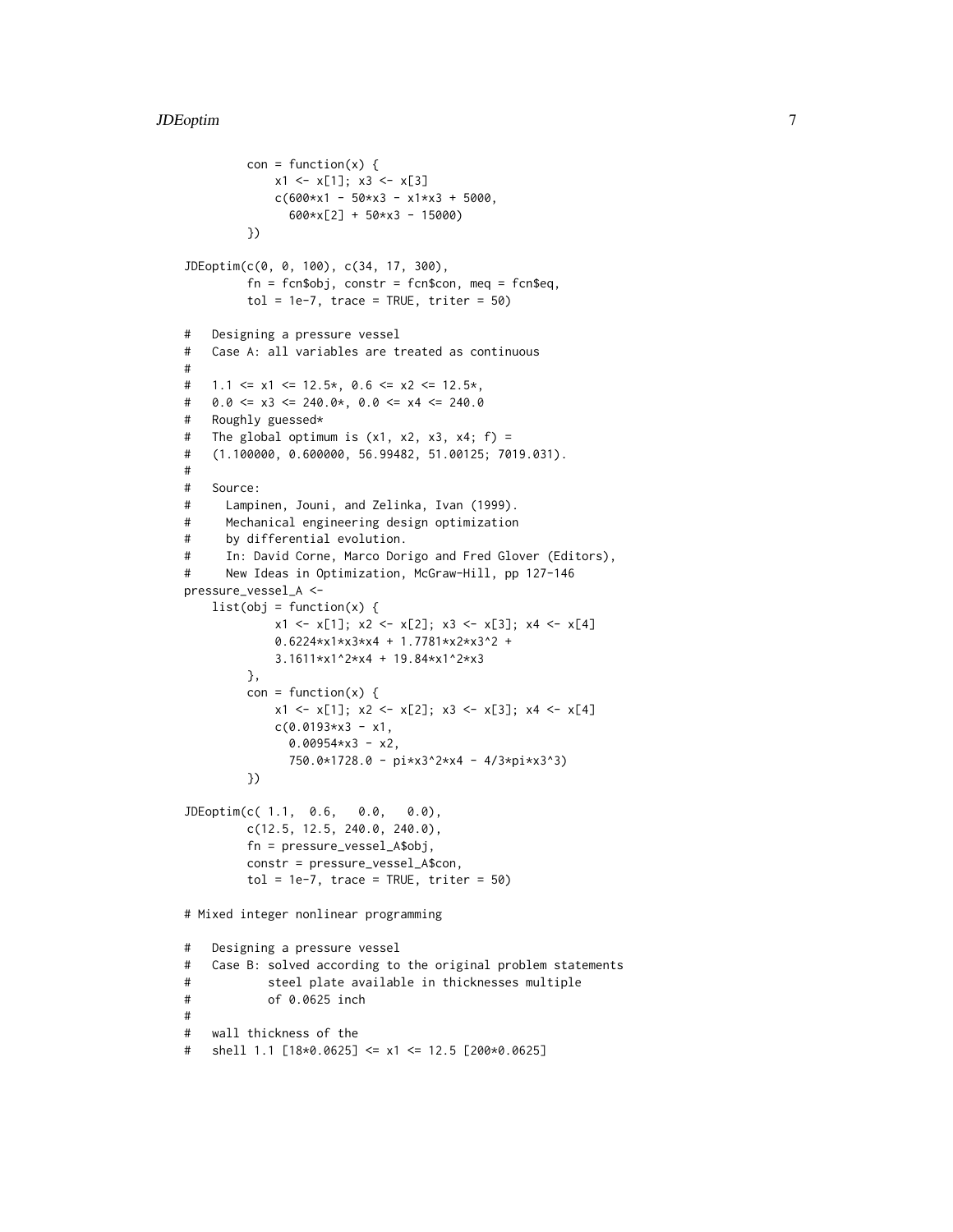```
         con = function(x) {
             x1 <- x[1]; x3 <- x[3]
             c(600*x1 - 50*x3 - x1*x3 + 5000,
               600*x[2] + 50*x3 - 15000)
         })

JDEoptim(c(0, 0, 100), c(34, 17, 300),
         fn = fcn$obj, constr = fcn$con, meq = fcn$eq,
         tol = 1e-7, trace = TRUE, triter = 50)

#   Designing a pressure vessel
#   Case A: all variables are treated as continuous
#
#   1.1 <= x1 <= 12.5*, 0.6 <= x2 <= 12.5*,
#   0.0 <= x3 <= 240.0*, 0.0 <= x4 <= 240.0
#   Roughly guessed*
#   The global optimum is (x1, x2, x3, x4; f) =
#   (1.100000, 0.600000, 56.99482, 51.00125; 7019.031).
#
#   Source:
#     Lampinen, Jouni, and Zelinka, Ivan (1999).
#     Mechanical engineering design optimization
#     by differential evolution.
#     In: David Corne, Marco Dorigo and Fred Glover (Editors),
#     New Ideas in Optimization, McGraw-Hill, pp 127-146
pressure_vessel_A <-
    list(obj = function(x) {
             x1 <- x[1]; x2 <- x[2]; x3 <- x[3]; x4 <- x[4]
             0.6224*x1*x3*x4 + 1.7781*x2*x3^2 +
             3.1611*x1^2*x4 + 19.84*x1^2*x3
         },
         con = function(x) {
             x1 <- x[1]; x2 <- x[2]; x3 <- x[3]; x4 <- x[4]
             c(0.0193*x3 - x1,
               0.00954*x3 - x2,
               750.0*1728.0 - pi*x3^2*x4 - 4/3*pi*x3^3)
         })

JDEoptim(c( 1.1,  0.6,   0.0,   0.0),
         c(12.5, 12.5, 240.0, 240.0),
         fn = pressure_vessel_A$obj,
         constr = pressure_vessel_A$con,
         tol = 1e-7, trace = TRUE, triter = 50)

# Mixed integer nonlinear programming

#   Designing a pressure vessel
#   Case B: solved according to the original problem statements
#           steel plate available in thicknesses multiple
#           of 0.0625 inch
#
#   wall thickness of the
#   shell 1.1 [18*0.0625] <= x1 <= 12.5 [200*0.0625]
```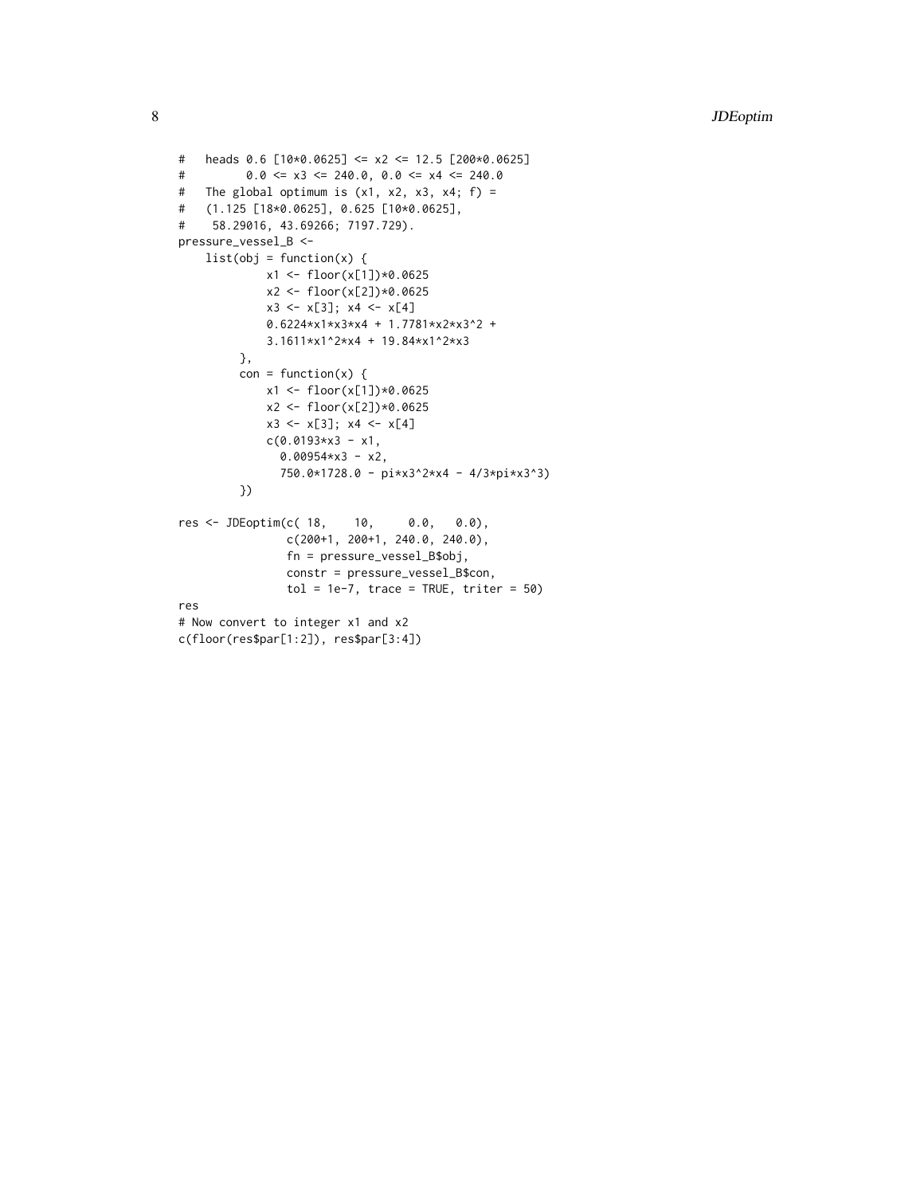```
#   heads 0.6 [10*0.0625] <= x2 <= 12.5 [200*0.0625]
#         0.0 <= x3 <= 240.0, 0.0 <= x4 <= 240.0
#   The global optimum is (x1, x2, x3, x4; f) =
#   (1.125 [18*0.0625], 0.625 [10*0.0625],
#    58.29016, 43.69266; 7197.729).
pressure_vessel_B <-
    list(obj = function(x) {
             x1 <- floor(x[1])*0.0625
             x2 <- floor(x[2])*0.0625
             x3 <- x[3]; x4 <- x[4]
             0.6224*x1*x3*x4 + 1.7781*x2*x3^2 +
             3.1611*x1^2*x4 + 19.84*x1^2*x3
         },
         con = function(x) {
             x1 <- floor(x[1])*0.0625
             x2 <- floor(x[2])*0.0625
             x3 <- x[3]; x4 <- x[4]
             c(0.0193*x3 - x1,
               0.00954*x3 - x2,
               750.0*1728.0 - pi*x3^2*x4 - 4/3*pi*x3^3)
         })

res <- JDEoptim(c( 18,    10,     0.0,   0.0),
                c(200+1, 200+1, 240.0, 240.0),
                fn = pressure_vessel_B$obj,
                constr = pressure_vessel_B$con,
                tol = 1e-7, trace = TRUE, triter = 50)
res
# Now convert to integer x1 and x2
c(floor(res$par[1:2]), res$par[3:4])
```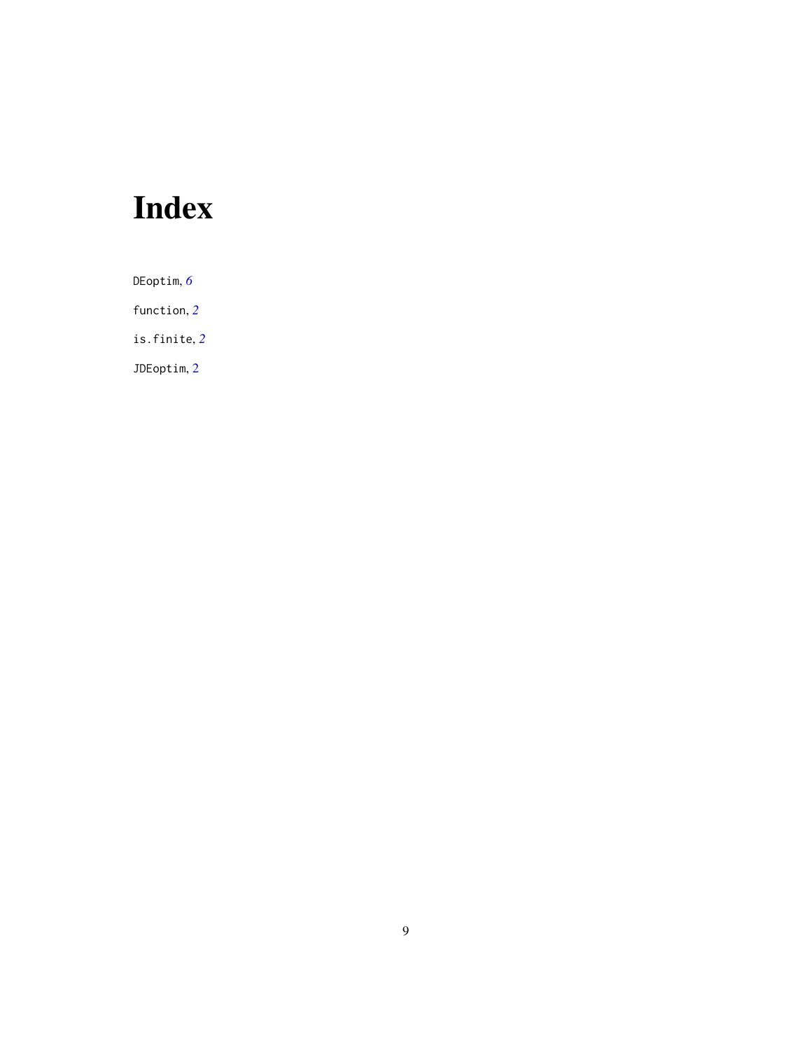# Index

DEoptim, *6*

function, *2*

is.finite, *2*

JDEoptim, 2